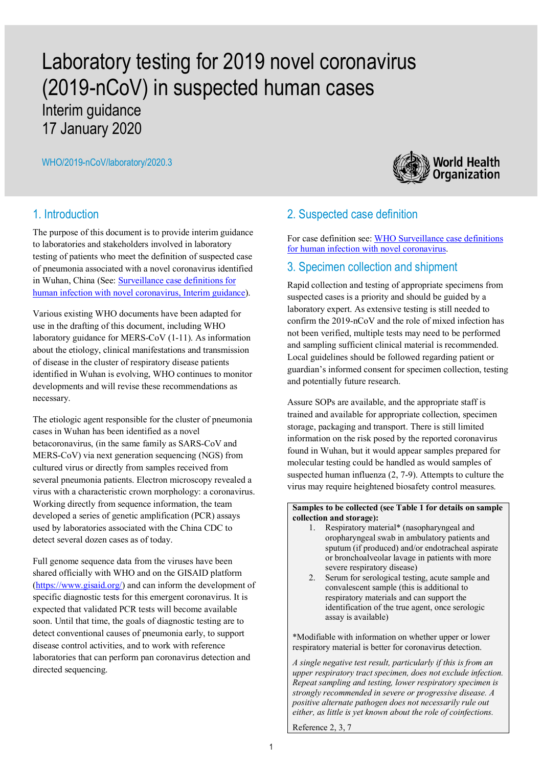# Laboratory testing for 2019 novel coronavirus (2019-nCoV) in suspected human cases

Interim guidance
17 January 2020

WHO/2019-nCoV/laboratory/2020.3

## 1. Introduction

The purpose of this document is to provide interim guidance to laboratories and stakeholders involved in laboratory testing of patients who meet the definition of suspected case of pneumonia associated with a novel coronavirus identified in Wuhan, China (See: [Surveillance case definitions for human infection with novel coronavirus, Interim guidance](#)).

Various existing WHO documents have been adapted for use in the drafting of this document, including WHO laboratory guidance for MERS-CoV (1-11). As information about the etiology, clinical manifestations and transmission of disease in the cluster of respiratory disease patients identified in Wuhan is evolving, WHO continues to monitor developments and will revise these recommendations as necessary.

The etiologic agent responsible for the cluster of pneumonia cases in Wuhan has been identified as a novel betacoronavirus, (in the same family as SARS-CoV and MERS-CoV) via next generation sequencing (NGS) from cultured virus or directly from samples received from several pneumonia patients. Electron microscopy revealed a virus with a characteristic crown morphology: a coronavirus. Working directly from sequence information, the team developed a series of genetic amplification (PCR) assays used by laboratories associated with the China CDC to detect several dozen cases as of today.

Full genome sequence data from the viruses have been shared officially with WHO and on the GISAID platform (https://www.gisaid.org/) and can inform the development of specific diagnostic tests for this emergent coronavirus. It is expected that validated PCR tests will become available soon. Until that time, the goals of diagnostic testing are to detect conventional causes of pneumonia early, to support disease control activities, and to work with reference laboratories that can perform pan coronavirus detection and directed sequencing.

## 2. Suspected case definition

For case definition see: [WHO Surveillance case definitions for human infection with novel coronavirus](#).

## 3. Specimen collection and shipment

Rapid collection and testing of appropriate specimens from suspected cases is a priority and should be guided by a laboratory expert. As extensive testing is still needed to confirm the 2019-nCoV and the role of mixed infection has not been verified, multiple tests may need to be performed and sampling sufficient clinical material is recommended. Local guidelines should be followed regarding patient or guardian's informed consent for specimen collection, testing and potentially future research.

Assure SOPs are available, and the appropriate staff is trained and available for appropriate collection, specimen storage, packaging and transport. There is still limited information on the risk posed by the reported coronavirus found in Wuhan, but it would appear samples prepared for molecular testing could be handled as would samples of suspected human influenza (2, 7-9). Attempts to culture the virus may require heightened biosafety control measures.

**Samples to be collected (see Table 1 for details on sample collection and storage):**

1. Respiratory material* (nasopharyngeal and oropharyngeal swab in ambulatory patients and sputum (if produced) and/or endotracheal aspirate or bronchoalveolar lavage in patients with more severe respiratory disease)
2. Serum for serological testing, acute sample and convalescent sample (this is additional to respiratory materials and can support the identification of the true agent, once serologic assay is available)

*Modifiable with information on whether upper or lower respiratory material is better for coronavirus detection.

*A single negative test result, particularly if this is from an upper respiratory tract specimen, does not exclude infection. Repeat sampling and testing, lower respiratory specimen is strongly recommended in severe or progressive disease. A positive alternate pathogen does not necessarily rule out either, as little is yet known about the role of coinfections.*

Reference 2, 3, 7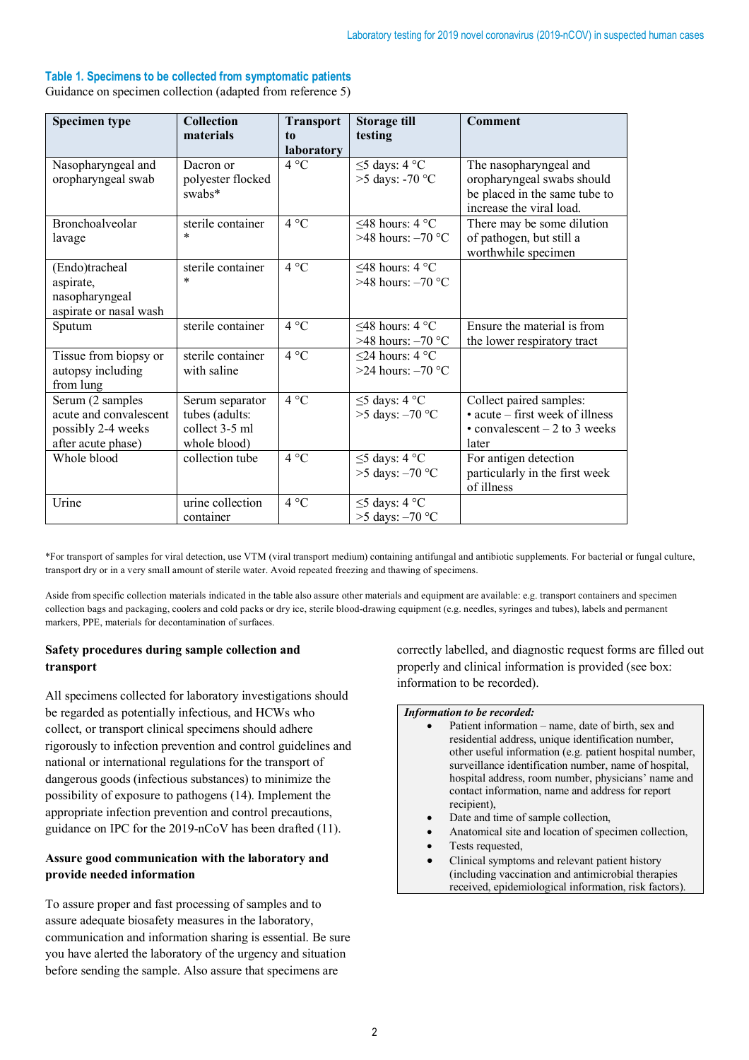**Table 1. Specimens to be collected from symptomatic patients**

Guidance on specimen collection (adapted from reference 5)

| Specimen type | Collection materials | Transport to laboratory | Storage till testing | Comment |
|---|---|---|---|---|
| Nasopharyngeal and oropharyngeal swab | Dacron or polyester flocked swabs* | 4 °C | ≤5 days: 4 °C<br>>5 days: -70 °C | The nasopharyngeal and oropharyngeal swabs should be placed in the same tube to increase the viral load. |
| Bronchoalveolar lavage | sterile container * | 4 °C | ≤48 hours: 4 °C<br>>48 hours: –70 °C | There may be some dilution of pathogen, but still a worthwhile specimen |
| (Endo)tracheal aspirate, nasopharyngeal aspirate or nasal wash | sterile container * | 4 °C | ≤48 hours: 4 °C<br>>48 hours: –70 °C | |
| Sputum | sterile container | 4 °C | ≤48 hours: 4 °C<br>>48 hours: –70 °C | Ensure the material is from the lower respiratory tract |
| Tissue from biopsy or autopsy including from lung | sterile container with saline | 4 °C | ≤24 hours: 4 °C<br>>24 hours: –70 °C | |
| Serum (2 samples acute and convalescent possibly 2-4 weeks after acute phase) | Serum separator tubes (adults: collect 3-5 ml whole blood) | 4 °C | ≤5 days: 4 °C<br>>5 days: –70 °C | Collect paired samples:<br>• acute – first week of illness<br>• convalescent – 2 to 3 weeks later |
| Whole blood | collection tube | 4 °C | ≤5 days: 4 °C<br>>5 days: –70 °C | For antigen detection particularly in the first week of illness |
| Urine | urine collection container | 4 °C | ≤5 days: 4 °C<br>>5 days: –70 °C | |

*For transport of samples for viral detection, use VTM (viral transport medium) containing antifungal and antibiotic supplements. For bacterial or fungal culture, transport dry or in a very small amount of sterile water. Avoid repeated freezing and thawing of specimens.

Aside from specific collection materials indicated in the table also assure other materials and equipment are available: e.g. transport containers and specimen collection bags and packaging, coolers and cold packs or dry ice, sterile blood-drawing equipment (e.g. needles, syringes and tubes), labels and permanent markers, PPE, materials for decontamination of surfaces.

### Safety procedures during sample collection and transport

All specimens collected for laboratory investigations should be regarded as potentially infectious, and HCWs who collect, or transport clinical specimens should adhere rigorously to infection prevention and control guidelines and national or international regulations for the transport of dangerous goods (infectious substances) to minimize the possibility of exposure to pathogens (14). Implement the appropriate infection prevention and control precautions, guidance on IPC for the 2019-nCoV has been drafted (11).

### Assure good communication with the laboratory and provide needed information

To assure proper and fast processing of samples and to assure adequate biosafety measures in the laboratory, communication and information sharing is essential. Be sure you have alerted the laboratory of the urgency and situation before sending the sample. Also assure that specimens are correctly labelled, and diagnostic request forms are filled out properly and clinical information is provided (see box: information to be recorded).

***Information to be recorded:***

- Patient information – name, date of birth, sex and residential address, unique identification number, other useful information (e.g. patient hospital number, surveillance identification number, name of hospital, hospital address, room number, physicians' name and contact information, name and address for report recipient),
- Date and time of sample collection,
- Anatomical site and location of specimen collection,
- Tests requested,
- Clinical symptoms and relevant patient history (including vaccination and antimicrobial therapies received, epidemiological information, risk factors).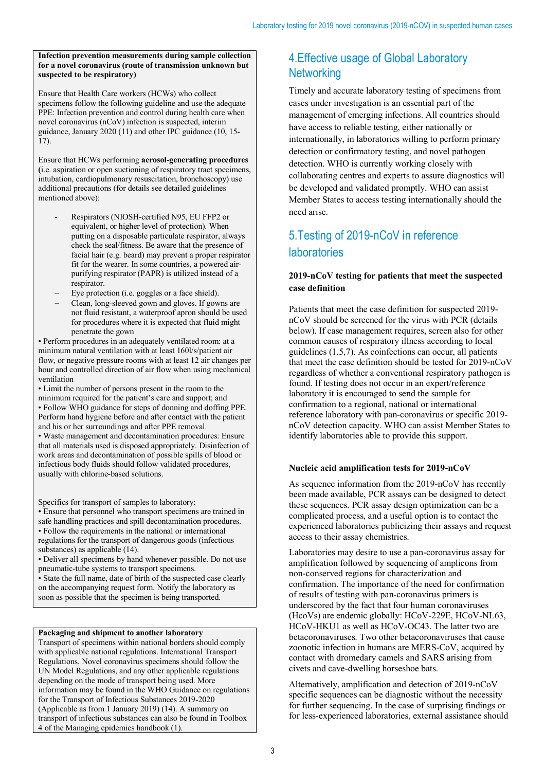**Infection prevention measurements during sample collection for a novel coronavirus (route of transmission unknown but suspected to be respiratory)**

Ensure that Health Care workers (HCWs) who collect specimens follow the following guideline and use the adequate PPE: Infection prevention and control during health care when novel coronavirus (nCoV) infection is suspected, interim guidance, January 2020 (11) and other IPC guidance (10, 15-17).

Ensure that HCWs performing **aerosol-generating procedures (**i.e. aspiration or open suctioning of respiratory tract specimens, intubation, cardiopulmonary resuscitation, bronchoscopy) use additional precautions (for details see detailed guidelines mentioned above):

- Respirators (NIOSH-certified N95, EU FFP2 or equivalent, or higher level of protection). When putting on a disposable particulate respirator, always check the seal/fitness. Be aware that the presence of facial hair (e.g. beard) may prevent a proper respirator fit for the wearer. In some countries, a powered air-purifying respirator (PAPR) is utilized instead of a respirator.
- Eye protection (i.e. goggles or a face shield).
- Clean, long-sleeved gown and gloves. If gowns are not fluid resistant, a waterproof apron should be used for procedures where it is expected that fluid might penetrate the gown

• Perform procedures in an adequately ventilated room: at a minimum natural ventilation with at least 160l/s/patient air flow, or negative pressure rooms with at least 12 air changes per hour and controlled direction of air flow when using mechanical ventilation
• Limit the number of persons present in the room to the minimum required for the patient's care and support; and
• Follow WHO guidance for steps of donning and doffing PPE. Perform hand hygiene before and after contact with the patient and his or her surroundings and after PPE removal.
• Waste management and decontamination procedures: Ensure that all materials used is disposed appropriately. Disinfection of work areas and decontamination of possible spills of blood or infectious body fluids should follow validated procedures, usually with chlorine-based solutions.

Specifics for transport of samples to laboratory:
• Ensure that personnel who transport specimens are trained in safe handling practices and spill decontamination procedures.
• Follow the requirements in the national or international regulations for the transport of dangerous goods (infectious substances) as applicable (14).
• Deliver all specimens by hand whenever possible. Do not use pneumatic-tube systems to transport specimens.
• State the full name, date of birth of the suspected case clearly on the accompanying request form. Notify the laboratory as soon as possible that the specimen is being transported.

**Packaging and shipment to another laboratory**
Transport of specimens within national borders should comply with applicable national regulations. International Transport Regulations. Novel coronavirus specimens should follow the UN Model Regulations, and any other applicable regulations depending on the mode of transport being used. More information may be found in the WHO Guidance on regulations for the Transport of Infectious Substances 2019-2020 (Applicable as from 1 January 2019) (14). A summary on transport of infectious substances can also be found in Toolbox 4 of the Managing epidemics handbook (1).

## 4. Effective usage of Global Laboratory Networking

Timely and accurate laboratory testing of specimens from cases under investigation is an essential part of the management of emerging infections. All countries should have access to reliable testing, either nationally or internationally, in laboratories willing to perform primary detection or confirmatory testing, and novel pathogen detection. WHO is currently working closely with collaborating centres and experts to assure diagnostics will be developed and validated promptly. WHO can assist Member States to access testing internationally should the need arise.

## 5. Testing of 2019-nCoV in reference laboratories

**2019-nCoV testing for patients that meet the suspected case definition**

Patients that meet the case definition for suspected 2019-nCoV should be screened for the virus with PCR (details below). If case management requires, screen also for other common causes of respiratory illness according to local guidelines (1,5,7). As coinfections can occur, all patients that meet the case definition should be tested for 2019-nCoV regardless of whether a conventional respiratory pathogen is found. If testing does not occur in an expert/reference laboratory it is encouraged to send the sample for confirmation to a regional, national or international reference laboratory with pan-coronavirus or specific 2019-nCoV detection capacity. WHO can assist Member States to identify laboratories able to provide this support.

**Nucleic acid amplification tests for 2019-nCoV**

As sequence information from the 2019-nCoV has recently been made available, PCR assays can be designed to detect these sequences. PCR assay design optimization can be a complicated process, and a useful option is to contact the experienced laboratories publicizing their assays and request access to their assay chemistries.

Laboratories may desire to use a pan-coronavirus assay for amplification followed by sequencing of amplicons from non-conserved regions for characterization and confirmation. The importance of the need for confirmation of results of testing with pan-coronavirus primers is underscored by the fact that four human coronaviruses (HcoVs) are endemic globally: HCoV-229E, HCoV-NL63, HCoV-HKU1 as well as HCoV-OC43. The latter two are betacoronaviruses. Two other betacoronaviruses that cause zoonotic infection in humans are MERS-CoV, acquired by contact with dromedary camels and SARS arising from civets and cave-dwelling horseshoe bats.

Alternatively, amplification and detection of 2019-nCoV specific sequences can be diagnostic without the necessity for further sequencing. In the case of surprising findings or for less-experienced laboratories, external assistance should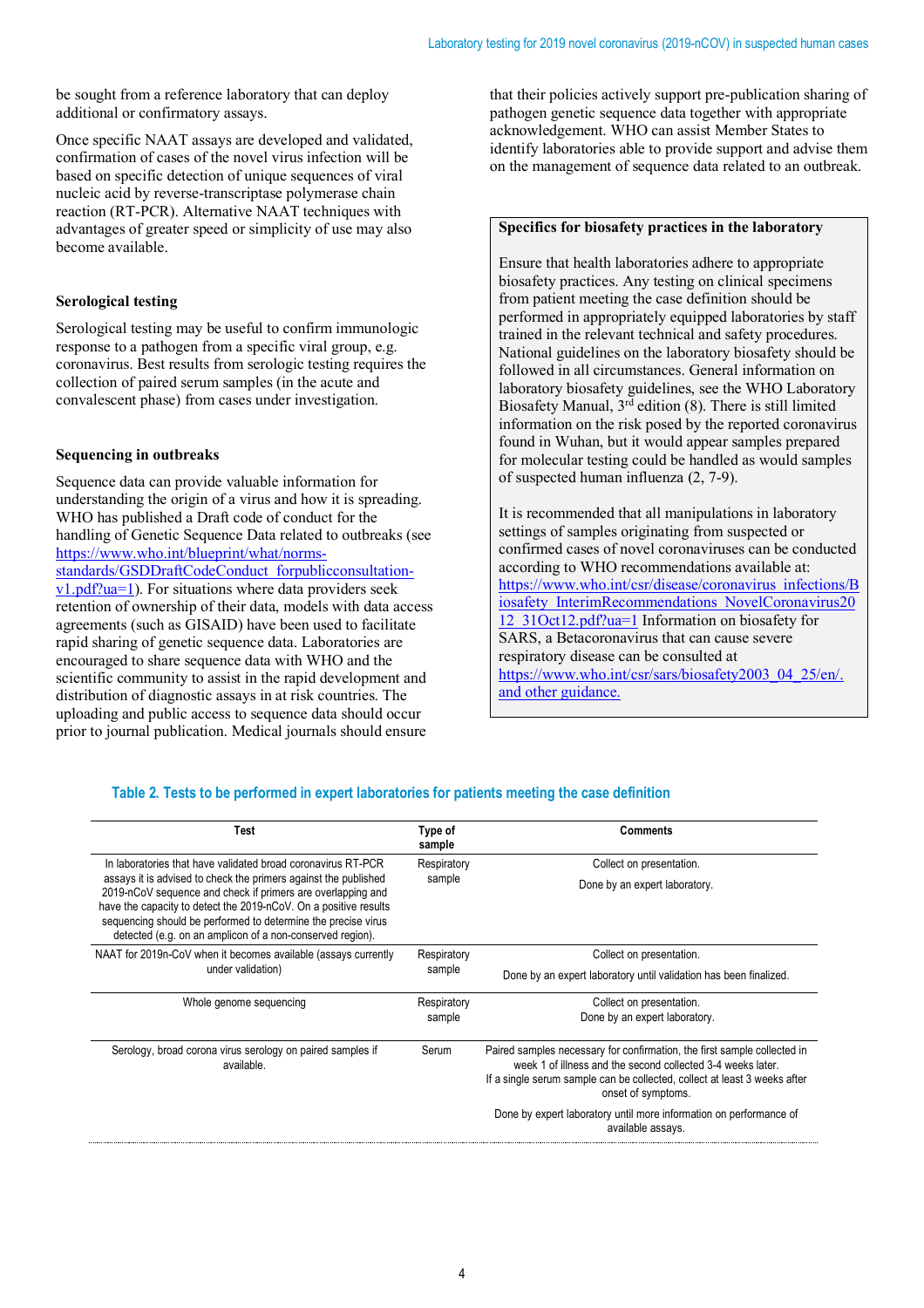be sought from a reference laboratory that can deploy additional or confirmatory assays.

Once specific NAAT assays are developed and validated, confirmation of cases of the novel virus infection will be based on specific detection of unique sequences of viral nucleic acid by reverse-transcriptase polymerase chain reaction (RT-PCR). Alternative NAAT techniques with advantages of greater speed or simplicity of use may also become available.

### Serological testing

Serological testing may be useful to confirm immunologic response to a pathogen from a specific viral group, e.g. coronavirus. Best results from serologic testing requires the collection of paired serum samples (in the acute and convalescent phase) from cases under investigation.

### Sequencing in outbreaks

Sequence data can provide valuable information for understanding the origin of a virus and how it is spreading. WHO has published a Draft code of conduct for the handling of Genetic Sequence Data related to outbreaks (see https://www.who.int/blueprint/what/norms-standards/GSDDraftCodeConduct_forpublicconsultation-v1.pdf?ua=1). For situations where data providers seek retention of ownership of their data, models with data access agreements (such as GISAID) have been used to facilitate rapid sharing of genetic sequence data. Laboratories are encouraged to share sequence data with WHO and the scientific community to assist in the rapid development and distribution of diagnostic assays in at risk countries. The uploading and public access to sequence data should occur prior to journal publication. Medical journals should ensure that their policies actively support pre-publication sharing of pathogen genetic sequence data together with appropriate acknowledgement. WHO can assist Member States to identify laboratories able to provide support and advise them on the management of sequence data related to an outbreak.

**Specifics for biosafety practices in the laboratory**

Ensure that health laboratories adhere to appropriate biosafety practices. Any testing on clinical specimens from patient meeting the case definition should be performed in appropriately equipped laboratories by staff trained in the relevant technical and safety procedures. National guidelines on the laboratory biosafety should be followed in all circumstances. General information on laboratory biosafety guidelines, see the WHO Laboratory Biosafety Manual, 3rd edition (8). There is still limited information on the risk posed by the reported coronavirus found in Wuhan, but it would appear samples prepared for molecular testing could be handled as would samples of suspected human influenza (2, 7-9).

It is recommended that all manipulations in laboratory settings of samples originating from suspected or confirmed cases of novel coronaviruses can be conducted according to WHO recommendations available at: https://www.who.int/csr/disease/coronavirus_infections/Biosafety_InterimRecommendations_NovelCoronavirus2012_31Oct12.pdf?ua=1 Information on biosafety for SARS, a Betacoronavirus that can cause severe respiratory disease can be consulted at https://www.who.int/csr/sars/biosafety2003_04_25/en/. and other guidance.

**Table 2. Tests to be performed in expert laboratories for patients meeting the case definition**

| Test | Type of sample | Comments |
|---|---|---|
| In laboratories that have validated broad coronavirus RT-PCR assays it is advised to check the primers against the published 2019-nCoV sequence and check if primers are overlapping and have the capacity to detect the 2019-nCoV. On a positive results sequencing should be performed to determine the precise virus detected (e.g. on an amplicon of a non-conserved region). | Respiratory sample | Collect on presentation. Done by an expert laboratory. |
| NAAT for 2019n-CoV when it becomes available (assays currently under validation) | Respiratory sample | Collect on presentation. Done by an expert laboratory until validation has been finalized. |
| Whole genome sequencing | Respiratory sample | Collect on presentation. Done by an expert laboratory. |
| Serology, broad corona virus serology on paired samples if available. | Serum | Paired samples necessary for confirmation, the first sample collected in week 1 of illness and the second collected 3-4 weeks later. If a single serum sample can be collected, collect at least 3 weeks after onset of symptoms. Done by expert laboratory until more information on performance of available assays. |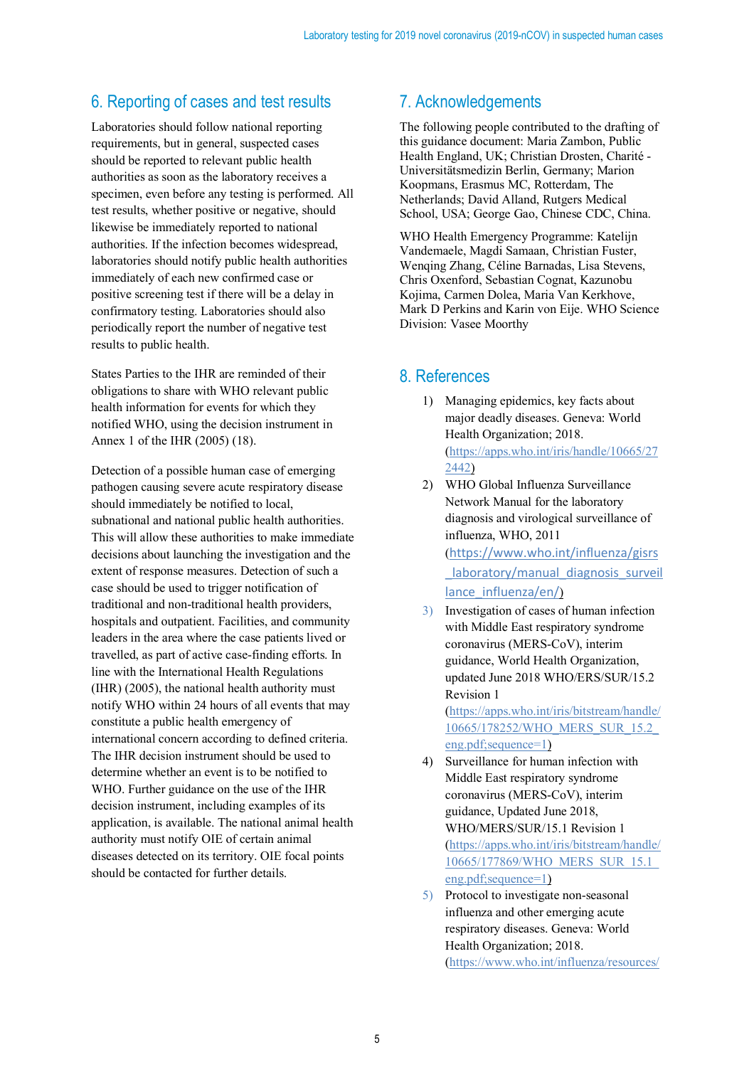## 6. Reporting of cases and test results

Laboratories should follow national reporting requirements, but in general, suspected cases should be reported to relevant public health authorities as soon as the laboratory receives a specimen, even before any testing is performed. All test results, whether positive or negative, should likewise be immediately reported to national authorities. If the infection becomes widespread, laboratories should notify public health authorities immediately of each new confirmed case or positive screening test if there will be a delay in confirmatory testing. Laboratories should also periodically report the number of negative test results to public health.

States Parties to the IHR are reminded of their obligations to share with WHO relevant public health information for events for which they notified WHO, using the decision instrument in Annex 1 of the IHR (2005) (18).

Detection of a possible human case of emerging pathogen causing severe acute respiratory disease should immediately be notified to local, subnational and national public health authorities. This will allow these authorities to make immediate decisions about launching the investigation and the extent of response measures. Detection of such a case should be used to trigger notification of traditional and non-traditional health providers, hospitals and outpatient. Facilities, and community leaders in the area where the case patients lived or travelled, as part of active case-finding efforts. In line with the International Health Regulations (IHR) (2005), the national health authority must notify WHO within 24 hours of all events that may constitute a public health emergency of international concern according to defined criteria. The IHR decision instrument should be used to determine whether an event is to be notified to WHO. Further guidance on the use of the IHR decision instrument, including examples of its application, is available. The national animal health authority must notify OIE of certain animal diseases detected on its territory. OIE focal points should be contacted for further details.

## 7. Acknowledgements

The following people contributed to the drafting of this guidance document: Maria Zambon, Public Health England, UK; Christian Drosten, Charité - Universitätsmedizin Berlin, Germany; Marion Koopmans, Erasmus MC, Rotterdam, The Netherlands; David Alland, Rutgers Medical School, USA; George Gao, Chinese CDC, China.

WHO Health Emergency Programme: Katelijn Vandemaele, Magdi Samaan, Christian Fuster, Wenqing Zhang, Céline Barnadas, Lisa Stevens, Chris Oxenford, Sebastian Cognat, Kazunobu Kojima, Carmen Dolea, Maria Van Kerkhove, Mark D Perkins and Karin von Eije. WHO Science Division: Vasee Moorthy

## 8. References

1) Managing epidemics, key facts about major deadly diseases. Geneva: World Health Organization; 2018. (https://apps.who.int/iris/handle/10665/272442)
2) WHO Global Influenza Surveillance Network Manual for the laboratory diagnosis and virological surveillance of influenza, WHO, 2011 (https://www.who.int/influenza/gisrs_laboratory/manual_diagnosis_surveillance_influenza/en/)
3) Investigation of cases of human infection with Middle East respiratory syndrome coronavirus (MERS-CoV), interim guidance, World Health Organization, updated June 2018 WHO/ERS/SUR/15.2 Revision 1 (https://apps.who.int/iris/bitstream/handle/10665/178252/WHO_MERS_SUR_15.2_eng.pdf;sequence=1)
4) Surveillance for human infection with Middle East respiratory syndrome coronavirus (MERS-CoV), interim guidance, Updated June 2018, WHO/MERS/SUR/15.1 Revision 1 (https://apps.who.int/iris/bitstream/handle/10665/177869/WHO_MERS_SUR_15.1_eng.pdf;sequence=1)
5) Protocol to investigate non-seasonal influenza and other emerging acute respiratory diseases. Geneva: World Health Organization; 2018. (https://www.who.int/influenza/resources/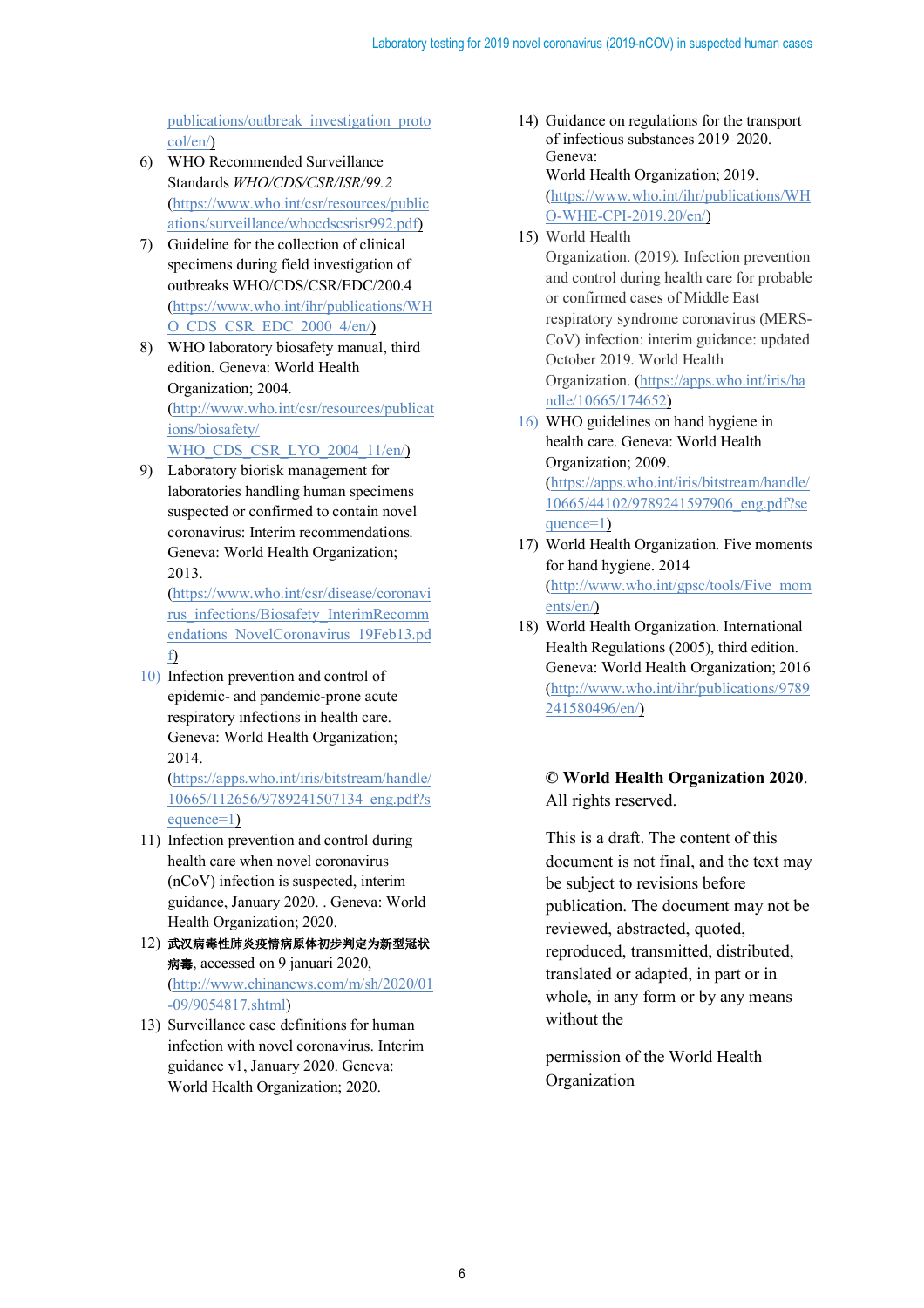publications/outbreak_investigation_protocol/en/)

6) WHO Recommended Surveillance Standards *WHO/CDS/CSR/ISR/99.2* (https://www.who.int/csr/resources/publications/surveillance/whocdscsrisr992.pdf)
7) Guideline for the collection of clinical specimens during field investigation of outbreaks WHO/CDS/CSR/EDC/200.4 (https://www.who.int/ihr/publications/WHO_CDS_CSR_EDC_2000_4/en/)
8) WHO laboratory biosafety manual, third edition. Geneva: World Health Organization; 2004. (http://www.who.int/csr/resources/publications/biosafety/WHO_CDS_CSR_LYO_2004_11/en/)
9) Laboratory biorisk management for laboratories handling human specimens suspected or confirmed to contain novel coronavirus: Interim recommendations. Geneva: World Health Organization; 2013. (https://www.who.int/csr/disease/coronavirus_infections/Biosafety_InterimRecommendations_NovelCoronavirus_19Feb13.pdf)
10) Infection prevention and control of epidemic- and pandemic-prone acute respiratory infections in health care. Geneva: World Health Organization; 2014. (https://apps.who.int/iris/bitstream/handle/10665/112656/9789241507134_eng.pdf?sequence=1)
11) Infection prevention and control during health care when novel coronavirus (nCoV) infection is suspected, interim guidance, January 2020. . Geneva: World Health Organization; 2020.
12) **武汉病毒性肺炎疫情病原体初步判定为新型冠状病毒**, accessed on 9 januari 2020, (http://www.chinanews.com/m/sh/2020/01-09/9054817.shtml)
13) Surveillance case definitions for human infection with novel coronavirus. Interim guidance v1, January 2020. Geneva: World Health Organization; 2020.
14) Guidance on regulations for the transport of infectious substances 2019–2020. Geneva: World Health Organization; 2019. (https://www.who.int/ihr/publications/WHO-WHE-CPI-2019.20/en/)
15) World Health Organization. (2019). Infection prevention and control during health care for probable or confirmed cases of Middle East respiratory syndrome coronavirus (MERS-CoV) infection: interim guidance: updated October 2019. World Health Organization. (https://apps.who.int/iris/handle/10665/174652)
16) WHO guidelines on hand hygiene in health care. Geneva: World Health Organization; 2009. (https://apps.who.int/iris/bitstream/handle/10665/44102/9789241597906_eng.pdf?sequence=1)
17) World Health Organization. Five moments for hand hygiene. 2014 (http://www.who.int/gpsc/tools/Five_moments/en/)
18) World Health Organization. International Health Regulations (2005), third edition. Geneva: World Health Organization; 2016 (http://www.who.int/ihr/publications/9789241580496/en/)

**© World Health Organization 2020**. All rights reserved.

This is a draft. The content of this document is not final, and the text may be subject to revisions before publication. The document may not be reviewed, abstracted, quoted, reproduced, transmitted, distributed, translated or adapted, in part or in whole, in any form or by any means without the

permission of the World Health Organization